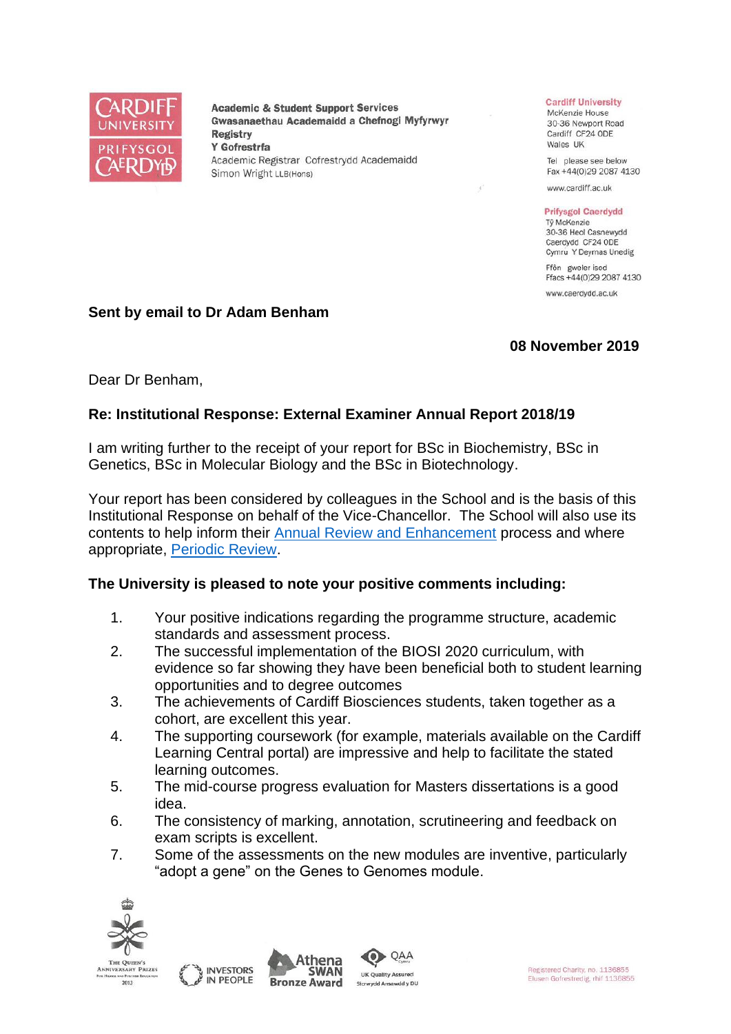Academic & Student Support Services
Gwasanaethau Academaidd a Chefnogi Myfyrwyr
Registry
Y Gofrestrfa
Academic Registrar Cofrestrydd Academaidd
Simon Wright LLB(Hons)

Cardiff University
McKenzie House
30-36 Newport Road
Cardiff CF24 0DE
Wales UK

Tel please see below
Fax +44(0)29 2087 4130

www.cardiff.ac.uk

Prifysgol Caerdydd
Tŷ McKenzie
30-36 Heol Casnewydd
Caerdydd CF24 0DE
Cymru Y Deyrnas Unedig

Ffôn gweler isod
Ffacs +44(0)29 2087 4130

www.caerdydd.ac.uk

**Sent by email to Dr Adam Benham**

**08 November 2019**

Dear Dr Benham,

**Re: Institutional Response: External Examiner Annual Report 2018/19**

I am writing further to the receipt of your report for BSc in Biochemistry, BSc in Genetics, BSc in Molecular Biology and the BSc in Biotechnology.

Your report has been considered by colleagues in the School and is the basis of this Institutional Response on behalf of the Vice-Chancellor. The School will also use its contents to help inform their Annual Review and Enhancement process and where appropriate, Periodic Review.

**The University is pleased to note your positive comments including:**

1. Your positive indications regarding the programme structure, academic standards and assessment process.
2. The successful implementation of the BIOSI 2020 curriculum, with evidence so far showing they have been beneficial both to student learning opportunities and to degree outcomes
3. The achievements of Cardiff Biosciences students, taken together as a cohort, are excellent this year.
4. The supporting coursework (for example, materials available on the Cardiff Learning Central portal) are impressive and help to facilitate the stated learning outcomes.
5. The mid-course progress evaluation for Masters dissertations is a good idea.
6. The consistency of marking, annotation, scrutineering and feedback on exam scripts is excellent.
7. Some of the assessments on the new modules are inventive, particularly "adopt a gene" on the Genes to Genomes module.

Registered Charity, no. 1136855
Elusen Gofrestredig, rhif 1136855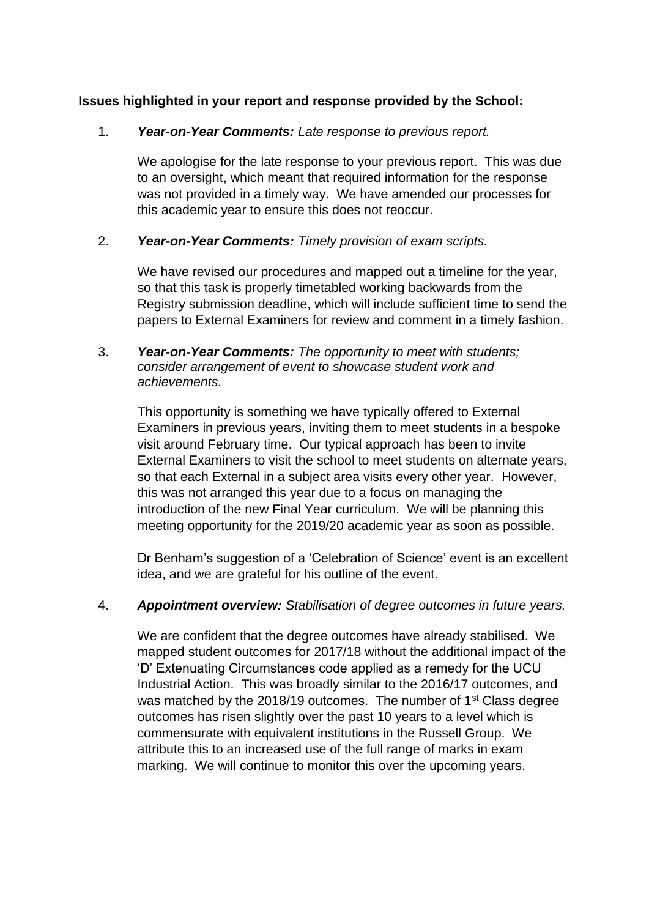**Issues highlighted in your report and response provided by the School:**

1. ***Year-on-Year Comments:*** *Late response to previous report.*

   We apologise for the late response to your previous report. This was due to an oversight, which meant that required information for the response was not provided in a timely way. We have amended our processes for this academic year to ensure this does not reoccur.

2. ***Year-on-Year Comments:*** *Timely provision of exam scripts.*

   We have revised our procedures and mapped out a timeline for the year, so that this task is properly timetabled working backwards from the Registry submission deadline, which will include sufficient time to send the papers to External Examiners for review and comment in a timely fashion.

3. ***Year-on-Year Comments:*** *The opportunity to meet with students; consider arrangement of event to showcase student work and achievements.*

   This opportunity is something we have typically offered to External Examiners in previous years, inviting them to meet students in a bespoke visit around February time. Our typical approach has been to invite External Examiners to visit the school to meet students on alternate years, so that each External in a subject area visits every other year. However, this was not arranged this year due to a focus on managing the introduction of the new Final Year curriculum. We will be planning this meeting opportunity for the 2019/20 academic year as soon as possible.

   Dr Benham's suggestion of a 'Celebration of Science' event is an excellent idea, and we are grateful for his outline of the event.

4. ***Appointment overview:*** *Stabilisation of degree outcomes in future years.*

   We are confident that the degree outcomes have already stabilised. We mapped student outcomes for 2017/18 without the additional impact of the 'D' Extenuating Circumstances code applied as a remedy for the UCU Industrial Action. This was broadly similar to the 2016/17 outcomes, and was matched by the 2018/19 outcomes. The number of 1st Class degree outcomes has risen slightly over the past 10 years to a level which is commensurate with equivalent institutions in the Russell Group. We attribute this to an increased use of the full range of marks in exam marking. We will continue to monitor this over the upcoming years.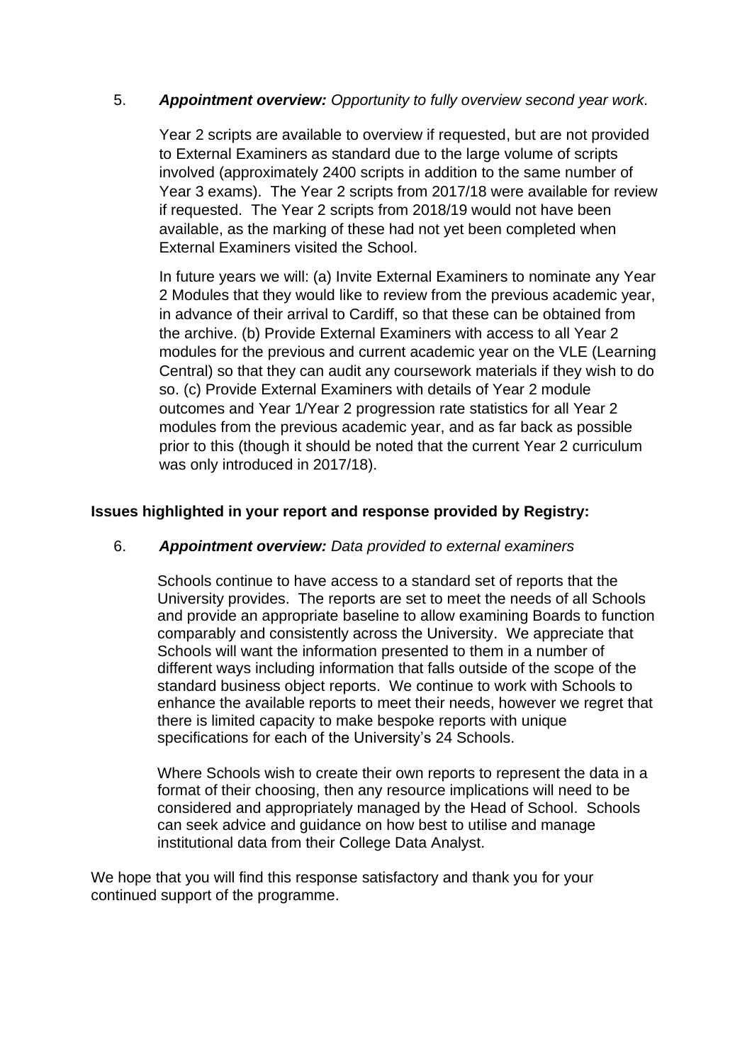5. ***Appointment overview:*** *Opportunity to fully overview second year work.*

   Year 2 scripts are available to overview if requested, but are not provided to External Examiners as standard due to the large volume of scripts involved (approximately 2400 scripts in addition to the same number of Year 3 exams). The Year 2 scripts from 2017/18 were available for review if requested. The Year 2 scripts from 2018/19 would not have been available, as the marking of these had not yet been completed when External Examiners visited the School.

   In future years we will: (a) Invite External Examiners to nominate any Year 2 Modules that they would like to review from the previous academic year, in advance of their arrival to Cardiff, so that these can be obtained from the archive. (b) Provide External Examiners with access to all Year 2 modules for the previous and current academic year on the VLE (Learning Central) so that they can audit any coursework materials if they wish to do so. (c) Provide External Examiners with details of Year 2 module outcomes and Year 1/Year 2 progression rate statistics for all Year 2 modules from the previous academic year, and as far back as possible prior to this (though it should be noted that the current Year 2 curriculum was only introduced in 2017/18).

**Issues highlighted in your report and response provided by Registry:**

6. ***Appointment overview:*** *Data provided to external examiners*

   Schools continue to have access to a standard set of reports that the University provides. The reports are set to meet the needs of all Schools and provide an appropriate baseline to allow examining Boards to function comparably and consistently across the University. We appreciate that Schools will want the information presented to them in a number of different ways including information that falls outside of the scope of the standard business object reports. We continue to work with Schools to enhance the available reports to meet their needs, however we regret that there is limited capacity to make bespoke reports with unique specifications for each of the University's 24 Schools.

   Where Schools wish to create their own reports to represent the data in a format of their choosing, then any resource implications will need to be considered and appropriately managed by the Head of School. Schools can seek advice and guidance on how best to utilise and manage institutional data from their College Data Analyst.

We hope that you will find this response satisfactory and thank you for your continued support of the programme.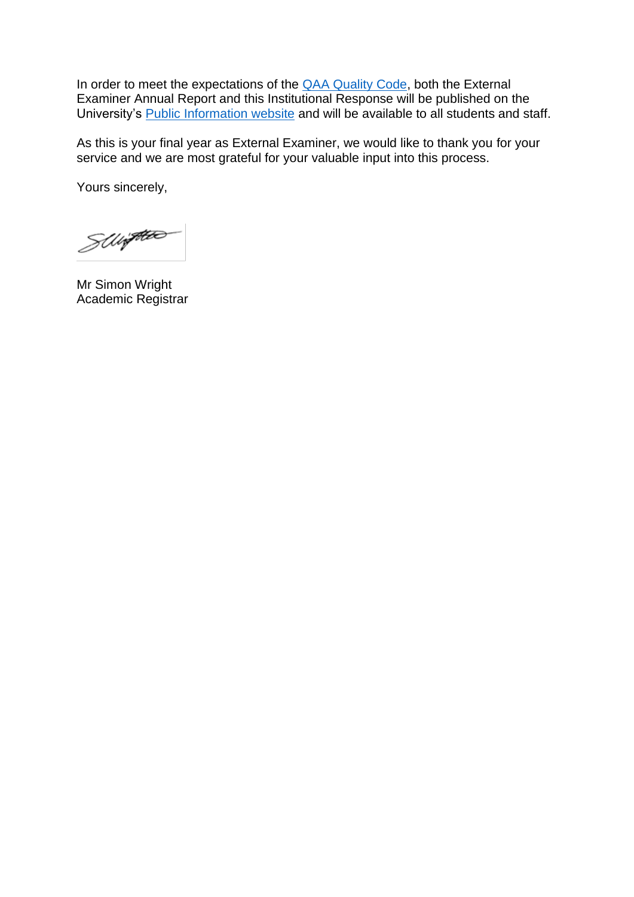In order to meet the expectations of the [QAA Quality Code](), both the External Examiner Annual Report and this Institutional Response will be published on the University's [Public Information website]() and will be available to all students and staff.

As this is your final year as External Examiner, we would like to thank you for your service and we are most grateful for your valuable input into this process.

Yours sincerely,

Mr Simon Wright
Academic Registrar